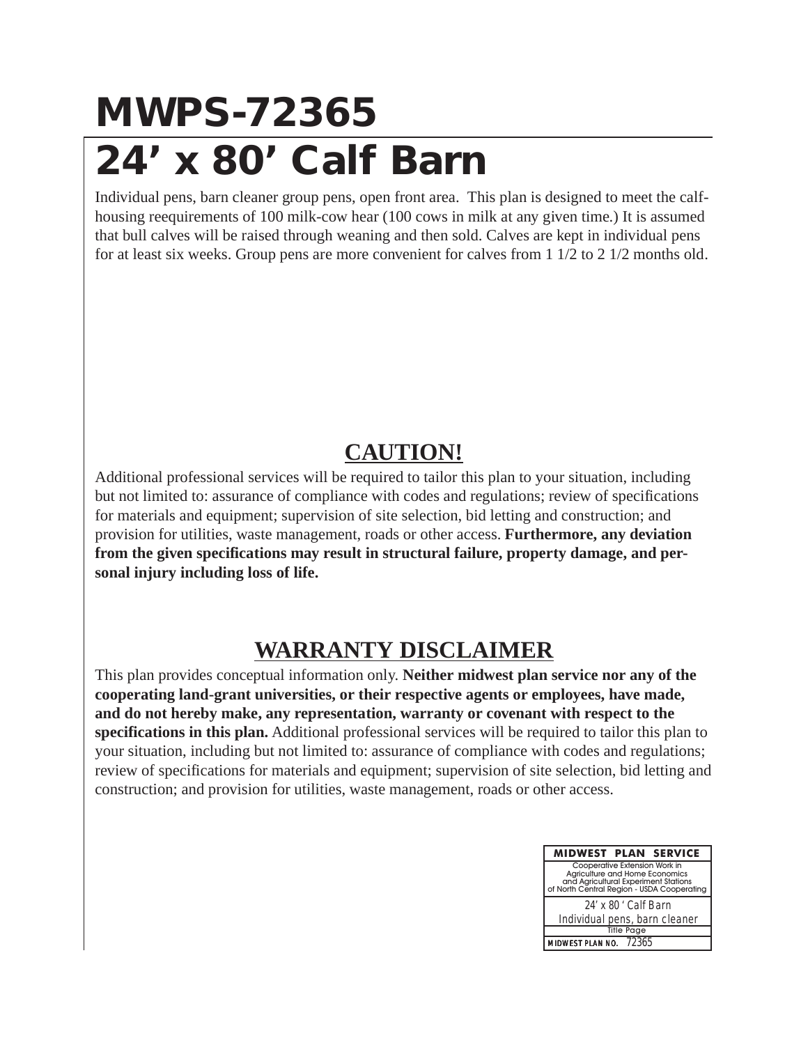# MWPS-72365

# 24' x 80' Calf Barn

Individual pens, barn cleaner group pens, open front area. This plan is designed to meet the calf-housing reeequirements of 100 milk-cow hear (100 cows in milk at any given time.) It is assumed that bull calves will be raised through weaning and then sold. Calves are kept in individual pens for at least six weeks. Group pens are more convenient for calves from 1 1/2 to 2 1/2 months old.

## CAUTION!

Additional professional services will be required to tailor this plan to your situation, including but not limited to: assurance of compliance with codes and regulations; review of specifications for materials and equipment; supervision of site selection, bid letting and construction; and provision for utilities, waste management, roads or other access. **Furthermore, any deviation from the given specifications may result in structural failure, property damage, and personal injury including loss of life.**

## WARRANTY DISCLAIMER

This plan provides conceptual information only. **Neither midwest plan service nor any of the cooperating land-grant universities, or their respective agents or employees, have made, and do not hereby make, any representation, warranty or covenant with respect to the specifications in this plan.** Additional professional services will be required to tailor this plan to your situation, including but not limited to: assurance of compliance with codes and regulations; review of specifications for materials and equipment; supervision of site selection, bid letting and construction; and provision for utilities, waste management, roads or other access.

| MIDWEST PLAN SERVICE |
|---|
| Cooperative Extension Work in Agriculture and Home Economics and Agricultural Experiment Stations of North Central Region - USDA Cooperating |
| 24' x 80 ' Calf Barn<br>Individual pens, barn cleaner |
| Title Page |
| MIDWEST PLAN NO. 72365 |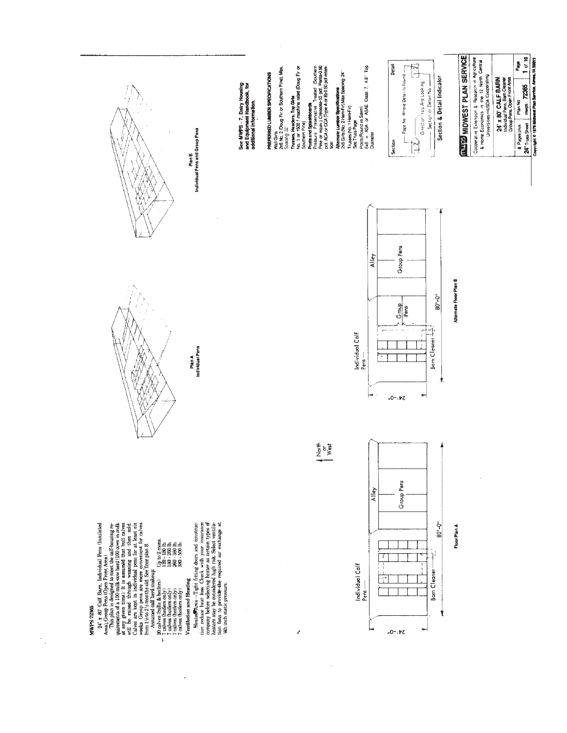# MWPS 72365

## 24' x 80' Calf Barn, Individual Pens (Insulated Area), Group Pens (Open Front Area)

This plan is designed to meet the calf-housing requirements of a 100 milk-cow herd (100 cows in milk at any given time). It is assumed that bull calves will be raised through weaning and then sold. Calves are kept in individual pens for at least six weeks. Group pens are more convenient for calves from 1½ to 2½ months old. See floor plan B.

Assumed calf herd makeup:

| | |
|---|---|
| 20 calves (bulls & heifers) | Up to 2 mons. |
| 7 calves (heifers only) | 120 - 180 lb. |
| 7 calves (heifers only) | 180 - 260 lb. |
| 7 calves (heifers only) | 260 - 380 lb. |
| 7 calves (heifers only) | 380 - 500 lb. |

### Ventilation and Heating

Heated Area—Tight fitting doors and construction reduce heat loss. Check with your insurance company before selecting heater as certain types of heaters may be considered high risk. Select ventilation fans to provide the required air exchange at ⅛th inch static pressure.

Plan A
Individual Pens

Plan B
Individual Pens and Group Pens

Individual Calf Pens — Alley — Group Pens — Barn Cleaner — 24'-0" — 80'-0"

North or West

Floor Plan A

Individual Calf Pens — Group Pens — Alley — Group Pens — Barn Cleaner — 24'-0" — 80'-0"

Alternate Floor Plan B

**See MWPS - 7, Dairy Housing and Equipment Handbook, for additional information.**

**PREFERRED LUMBER SPECIFICATIONS**

**Wall Girts**
2x6 No. 2 (Doug Fir or Southern Pine), Max. Spacing 32"

**Trusses, Headers, Top Girts**
No. 1 or 1500 f machine rated (Doug Fir or Southern Pine)

**Posts and Splashboards**
Pressure Preservative Treated (Southern Pine or equiv.) Creosote-10 pcf, Penta-0.50 pcf, ACA or CCA (Type A or B)-0.50 pcf retention

**Alternate Lumber Specifications**
2x6 Girts (No. 2 Hem-Fir) Max Spacing 24"
Trusses (No. 1 Hem-Fir)
See Truss Page
Posts (Round vs Sawn)
6x6 = ASA or ASAE Class 7, 4.8" Top Diameter

Section — Page No. Where Detail is Found — Detail — Direction You Are Looking — Section or Detail No.

Section & Detail Indicator

**MWPS MIDWEST PLAN SERVICE**

Cooperative Extension & Research in Agriculture & Home Economics in the 12 North Central Universities—USDA Cooperating

**24' x 80' CALF BARN**
Individual Pens, Barn Cleaner
Group Pens, Open Front Area

| 8 Pages plus 24' Truss Sheet | Plan No. mwps - 72365 | Page 1 of 10 |
|---|---|---|

Copyright © 1979 Midwest Plan Service, Ames, IA 50011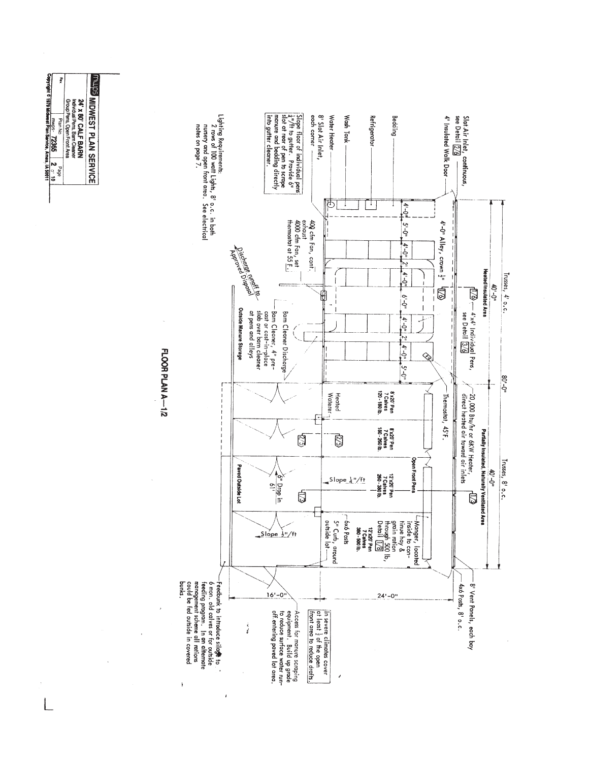# FLOOR PLAN A—1/2

Trusses, 4' o.c.

Trusses, 8' o.c.

80'-0"

40'-0"

**Heated Insulated Area**

40'-0"

**Partially Insulated, Naturally Ventilated Area**

Slot Air Inlet, continuous, see Detail 2/6

4' Insulated Walk Door

4'-0" Alley, crown ½" 1/6

1/6 — 4'x4' Individual Pens, see Detail 3/6

20,000 Btu/hr or 6KW Heater, direct heated air toward air inlets

1/3

Bedding

Refrigerator

Wash Tank

Water Heater

8' Slot Air Inlet, each corner

4'-0" | 5'-0" | 4'-0" | 2' | 4'-0" | 6'-0" | 4'-0" | 2' | 4'-0" | 5'-0"

400 cfm Fan, cont., exhaust 4000 cfm Fan, set thermostat at 55°F.

Thermostat, 45°F.

Slope floor of individual pens ¼"/ft to gutter. Provide 6" slot at rear of pen to scrape manure and bedding directly into gutter cleaner.

Barn Cleaner Discharge

Barn Cleaner, 4" pre-cast or cast-in-place slab over barn cleaner at pens and alleys

Discharge runoff to Approved Disposal

**Outside Manure Storage**

**Open Front Pens**

8'x20' Pen, 7 Calves, 120 - 180 lb.

8'x20' Pen, 7 Calves, 180 - 260 lb.

12'x20' Pen, 7 Calves, 260 - 380 lb.

12'x20' Pen, 7 Calves, 380 - 500 lb.

Heated Waterer

2/5

2/5

1/3

Slope ¼"/ft

6" Drop in 6'

Slope ½"/ft

Manger, located inside to continue hay & grain ration through 500 lb. Detail 1/8

6x6 Posts

5" Curb, around outside lot

**Paved Outside Lot**

4x6 Posts, 8' o.c.

8' Vent Panels, each bay

In severe climates cover at least ½ of the open front area to reduce drafts.

24'-0"

16'-0"

Access for manure scraping equipment. Build up grade to reduce surface water runoff entering paved lot area.

Feedbunk to introduce silage to 6 mon. old calves or for outside feeding program. In an alternate management scheme all rations could be fed outside in covered bunks.

Lighting Requirements:
2 rows of 100 watt Lights, 8' o.c. in both nursery and open front area. See electrical notes on page 7.

| MWPS MIDWEST PLAN SERVICE | | |
|---|---|---|
| 24' x 80' CALF BARN<br>Individual Pens, Barn Cleaner<br>Group Pens, Open Front Area | | |
| Rev. | Plan No. mwps- 72365 | Page 2 of 10 |

Copyright © 1979 Midwest Plan Service, Ames, IA 50011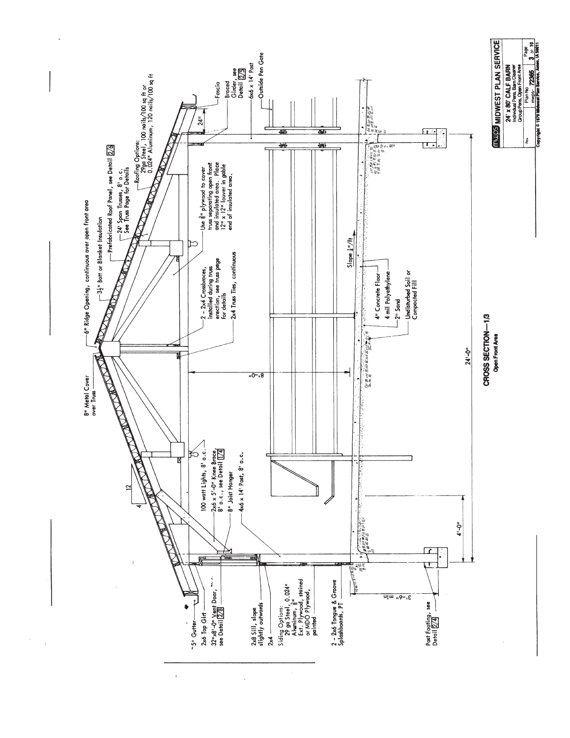# CROSS SECTION—1/3

Open Front Area

- 8" Metal Cover over Truss
- 6" Ridge Opening, continuous over open front area
- 3½" Batt or Blanket Insulation
- Prefabricated Roof Panel, see Detail 2/6
- 24' Span Trusses, 8' o.c. See Truss Page for Details
- Roofing Options: 29ga Steel, 100 nails/100 sq ft or 0.024" Aluminum, 120 nails/100 sq ft
- Fascia
- Braced Girder, see Detail 2/5
- 6x6 x 14' Post
- Outside Pen Gate
- 24"
- Use ⅜" plywood to cover truss separating open front and insulated area. Place 12" x 12" louver in gable end of insulated area.
- 2 - 2x4 Crossbraces, installed during truss erection, see truss page for details
- 2x4 Truss Ties, continuous
- Slope ¼"/ft
- 4" Concrete Floor
- 4 mil Polyethylene
- 2" Sand
- Undisturbed Soil or Compacted Fill
- 8'-0"
- 24'-0"
- 4'-0"
- 12 / 4 (roof slope)
- 100 watt Lights, 8' o.c.
- 2x6 x 5'-0" Knee Brace, 8' o.c., see Detail 1/4
- 8" Joist Hanger
- 4x6 x 14' Post, 8' o.c.
- 5" Gutter
- 2x6 Top Girt
- 32"x8'-0" Vent Door, see Detail 2/8
- 2x8 Sill, slope slightly outwards
- 2x4
- Siding Options: 29 ga Steel, 0.024" Aluminum, ⅜" Ext. Plywood, stained or MDO Plywood, painted
- 2 - 2x6 Tongue & Groove Splashboards, PT
- Post Footing, see Detail 2/4
- 3'-6" min

**mwps MIDWEST PLAN SERVICE**

24' x 80' CALF BARN
Individual Pens, Barn Cleaner
Group Pens, Open Front Area

| Rev. | Plan No | Page |
|---|---|---|
| | mwps-72365 | 3 of 10 |

Copyright © 1979 Midwest Plan Service, Ames, IA 50011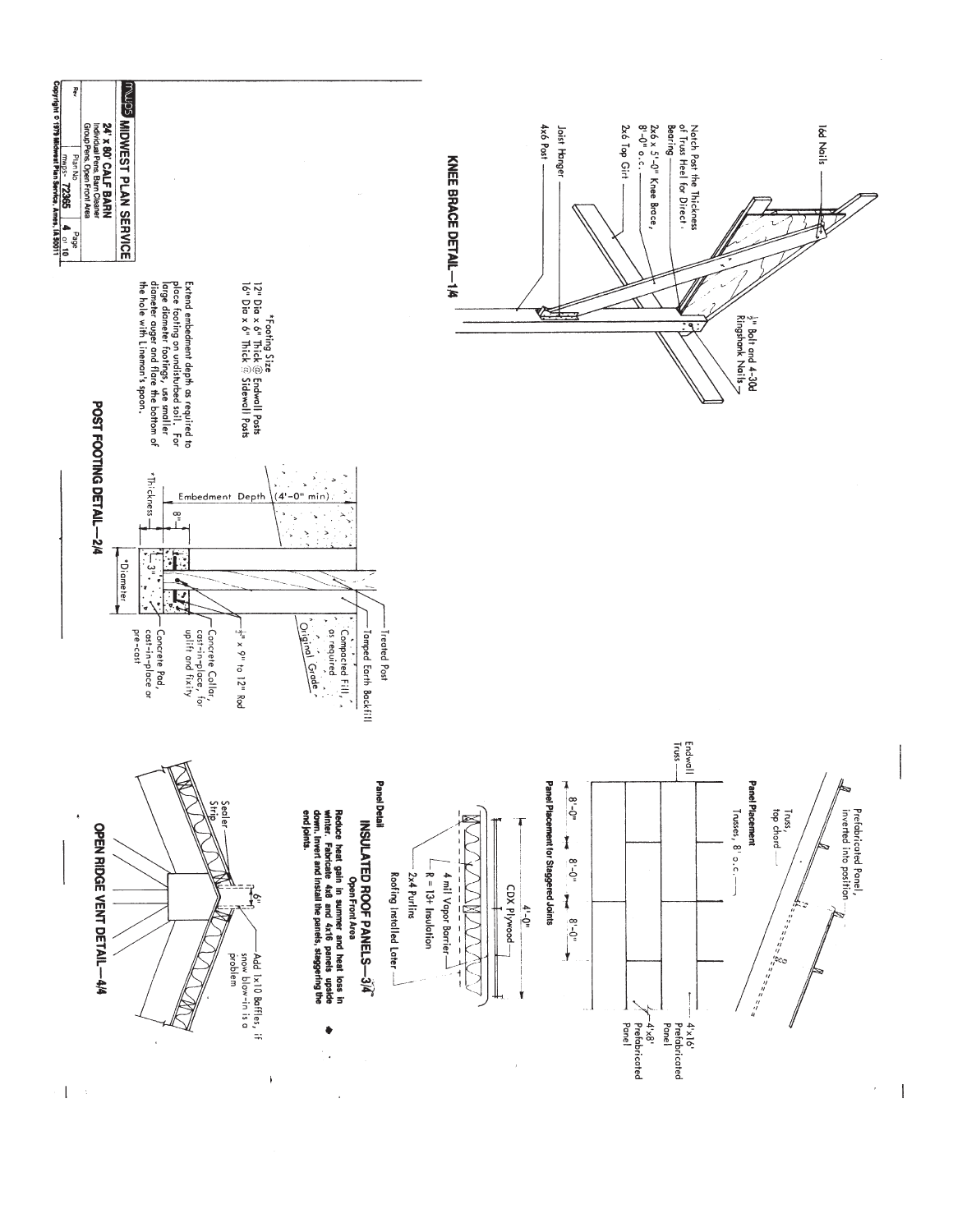## KNEE BRACE DETAIL—1/4

16d Nails

Notch Post the Thickness of Truss Heel for Direct Bearing

2x6 x 5'-0" Knee Brace, 8'-0" o.c.

2x6 Top Girt

Joist Hanger

4x6 Post

½" Bolt and 4-30d Ringshank Nails

## POST FOOTING DETAIL—2/4

*Footing Size
12" Dia x 6" Thick @ Endwall Posts
16" Dia x 6" Thick @ Sidewall Posts

Extend embedment depth as required to place footing on undisturbed soil. For large diameter footings, use smaller diameter auger and flare the bottom of the hole with Lineman's spoon.

Embedment Depth (4'-0" min)

8"

3"

*Thickness

*Diameter

Treated Post

Tamped Earth Backfill

Compacted Fill, as required

Original Grade

½" x 9" to 12" Rod

Concrete Collar, cast-in-place, for uplift and fixity

Concrete Pad, cast-in-place or pre-cast

## INSULATED ROOF PANELS—3/4

### Open Front Area

**Reduce heat gain in summer and heat loss in winter. Fabricate 4x8 and 4x16 panels upside down. Invert and install the panels, staggering the end joints.**

Prefabricated Panel, inverted into position

Truss, top chord

**Panel Placement**

Trusses, 8' o.c.

Endwall Truss

4'x16' Prefabricated Panel

4'x8' Prefabricated Panel

8'-0" 8'-0" 8'-0"

**Panel Placement for Staggered Joints**

4'-0"

CDX Plywood

4 mil Vapor Barrier

R = 13+ Insulation

2x4 Purlins

Roofing Installed Later

**Panel Detail**

## OPEN RIDGE VENT DETAIL—4/4

Sealer Strip

6"

Add 1x10 Baffles, if snow blow-in is a problem

---

MWPS MIDWEST PLAN SERVICE

**24' x 80' CALF BARN**
Individual Pens, Barn Cleaner
Group Pens, Open Front Area

| Rev | Plan No. | Page |
|---|---|---|
| | mwps- 72365 | 4 of 10 |

Copyright © 1979 Midwest Plan Service, Ames, IA 50011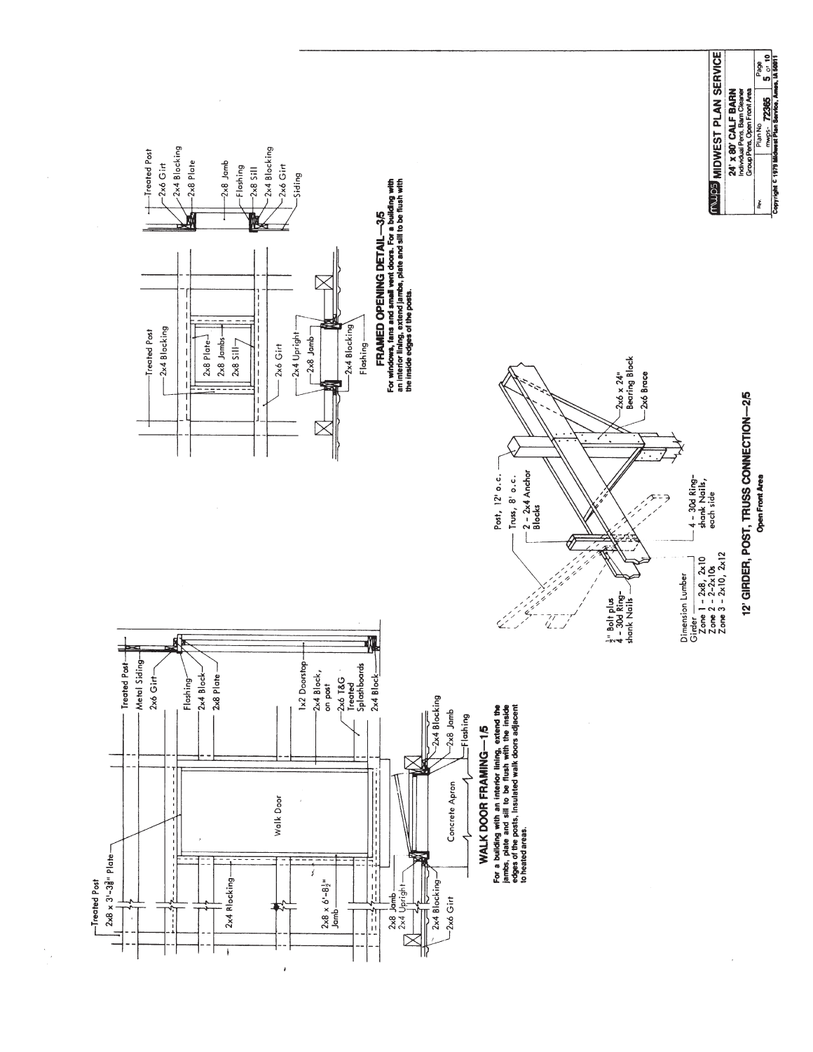## WALK DOOR FRAMING—1/5

Treated Post

2x8 x 3'-3⅜" Plate

2x4 Blocking

2x8 x 6'-8½" Jamb

2x8 Jamb

2x4 Upright

2x4 Blocking

2x6 Girt

Walk Door

Concrete Apron

Treated Post

Metal Siding

2x6 Girt

Flashing

2x4 Block

2x8 Plate

1x2 Doorstop

2x4 Block, on post

2x6 T&G Treated Splashboards

2x4 Block

2x4 Blocking

2x8 Jamb

Flashing

For a building with an interior lining, extend the jambs, plate and sill to be flush with the inside edges of the posts. Insulated walk doors adjacent to heated areas.

## 12' GIRDER, POST, TRUSS CONNECTION—2/5

**Open Front Area**

Post, 12' o.c.

Truss, 8' o.c.

2 - 2x4 Anchor Blocks

2x6 x 24" Bearing Block

2x6 Brace

½" Bolt plus 4 - 30d Ring-shank Nails

4 - 30d Ring-shank Nails, each side

Dimension Lumber Girder

Zone 1 - 2x8, 2x10

Zone 2 - 2-2x10s

Zone 3 - 2x10, 2x12

## FRAMED OPENING DETAIL—3/5

Treated Post

2x4 Blocking

2x8 Plate

2x8 Jambs

2x8 Sill

2x6 Girt

2x4 Upright

2x8 Jamb

2x4 Blocking

Flashing

Treated Post

2x6 Girt

2x4 Blocking

2x8 Plate

2x8 Jamb

Flashing

2x8 Sill

2x4 Blocking

2x6 Girt

Siding

For windows, fans and small vent doors. For a building with an interior lining, extend jambs, plate and sill to be flush with the inside edges of the posts.

**MWPS MIDWEST PLAN SERVICE**

**24' x 80' CALF BARN**

Individual Pens, Barn Cleaner

Group Pens, Open Front Area

| Rev. | Plan No | Page |
|---|---|---|
| | mwps- 72365 | 5 of 10 |

Copyright © 1979 Midwest Plan Service, Ames, IA 50011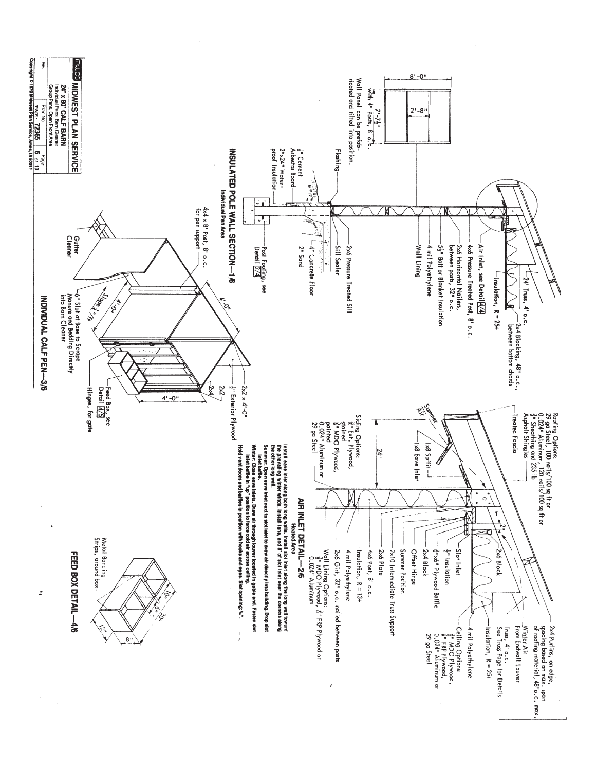# MWPS MIDWEST PLAN SERVICE

**24' x 80' CALF BARN**
Individual Pens, Barn Cleaner
Group Pens, Open Front Area

Rev. | Plan No. mwps-72365 | Page 6 of 10

Copyright © 1978 Midwest Plan Service, Ames, IA 50011

## INSULATED POLE WALL SECTION—1/6

Individual Pen Area

- 24' Truss, 4' o.c.
- 2x4 Blocking, 48" o.c., between bottom chords
- Insulation, R = 25+
- Air Inlet, see Detail 2/4
- 4x6 Pressure Treated Post, 8' o.c.
- 2x6 Horizontal Nailers, between posts, 32" o.c.
- $5\frac{1}{2}$" Batt or Blanket Insulation
- 4 mil Polyethylene
- Wall Lining
- Flashing
- 2x6 Pressure Treated Sill
- Sill Sealer
- 2" Sand
- 4" Concrete Floor
- $\frac{1}{8}$" Cement Asbestos Board
- 2"x24" Waterproof Insulation
- Post Footing, see Detail 7/4

8'-0"
2'-8"
7'-$7\frac{1}{2}$" with 4" Posts, 8' o.c.

Wall Panel can be prefabricated and filled into position.

## INDIVIDUAL CALF PEN—3/6

- 4x4 x 8' Post, 8' o.c. for pen support
- 2x2 x 4'-0"
- $\frac{1}{2}$" Exterior Plywood
- 2x2
- 2x4
- 4'-0"
- 4'-0"
- Slope $\frac{1}{4}$"/ft
- Gutter Cleaner
- 6" Slot at Base to Scrape Manure and Bedding Directly into Barn Cleaner
- Feed Box, see Detail 4/6
- Hinges, for gate

## AIR INLET DETAIL—2/6

Heated Area

- Roofing Options: 29 ga Steel, 100 nails/100 sq ft or 0.024" Aluminum, 120 nails/100 sq ft or $\frac{3}{8}$" Sheathing and 235 lb Asphalt Shingles
- Treated Fascia
- 2x4 Purlins, on edge, spacing based on max. span of roofing material, 48" o.c. max.
- Winter Air From Endwall Louver
- Truss, 4' o.c., See Truss Page for Details
- Insulation, R = 25+
- 4 mil Polyethylene
- Ceiling Options: $\frac{3}{8}$" MDO Plywood, $\frac{3}{8}$" FRP Plywood, 0.024" Aluminum or 29 ga Steel
- 2x6 Block
- 2"
- Slot Inlet
- $\frac{1}{2}$" Insulation
- $\frac{3}{8}$"x6" Plywood Baffle
- 2x4 Block
- Offset Hinge
- Summer Position
- 2x10 Intermediate Truss Support
- 2x6 Plate
- 4x6 Post, 8' o.c.
- Insulation, R = 13+
- 4 mil Polyethylene
- 2x6 Girt, 32" o.c. nailed between posts
- Wall Lining Options: $\frac{3}{8}$" MDO Plywood, $\frac{3}{8}$" FRP Plywood or 0.024" Aluminum
- Summer Air
- 1x8 Soffit
- 1x8 Eave Inlet
- 24"
- Siding Options: $\frac{5}{8}$" Ext. Plywood, stained; $\frac{3}{8}$" MDO Plywood, painted; 0.024" Aluminum or 29 ga Steel

Install eave inlet along both long walls. Install slot inlet along the long wall toward the prevailing winter winds. Install fans, and 8' of slot inlet near the corners along the other long wall.

Summer: Open eave inlet next to slot inlet to draw air directly into building. Drop slot inlet baffle.

Winter: Close eave inlets. Draw air through louver located in gable end. Fasten slot inlet baffle in "up" position to force cold air across ceiling.

Hold vent doors and baffles in position with hooks and eyes. Slot opening: $\frac{3}{4}$".

## FEED BOX DETAIL—4/6

- Metal Banding Strips, around box
- 10"
- 6"
- 30"
- 12"
- 8"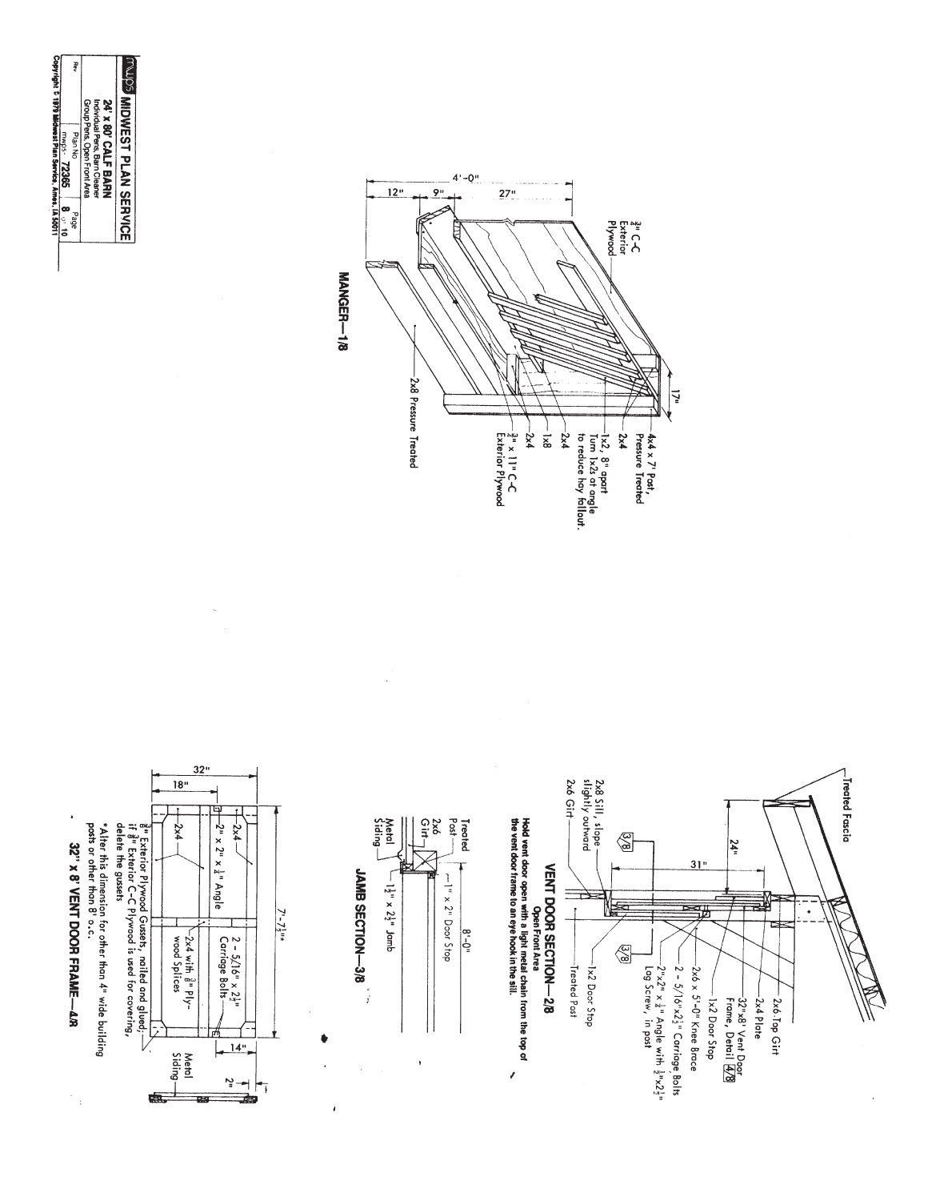## MANGER—1/8

4'-0"

12" | 9" | 27"

17"

- 3/4" C-C Exterior Plywood
- 4x4 x 7' Post, Pressure Treated
- 2x4
- 1x2, 8" apart. Turn 1x2s at angle to reduce hay fallout.
- 2x4
- 1x8
- 2x4
- 3/4" x 11" C-C Exterior Plywood
- 2x8 Pressure Treated

## VENT DOOR SECTION—2/8

**Open Front Area**

**Hold vent door open with a light metal chain from the top of the vent door frame to an eye hook in the sill.**

24"

31"

- Treated Fascia
- 2x6 Top Girt
- 2x4 Plate
- 32"x8' Vent Door Frame, Detail 4/8
- 1x2 Door Stop
- 2x6 x 5'-0" Knee Brace
- 2 - 5/16"x2 1/2" Carriage Bolts
- 2"x2" x 1/4" Angle with 1/4"x2 1/2" Log Screw, in post
- 1x2 Door Stop
- Treated Post
- 2x8 Sill, slope slightly outward
- 2x6 Girt

3/8

## JAMB SECTION—3/8

8'-0"

- Treated Post
- 2x6 Girt
- Metal Siding
- 1" x 2" Door Stop
- 1 1/2" x 2 1/2" Jamb

## 32" x 8' VENT DOOR FRAME—4/8

32"

18"

7'-7 1/2"*

14"

2"

- 2x4
- 2" x 2" x 1/4" Angle
- 2x4
- 2 - 5/16" x 2 1/2" Carriage Bolts
- 2x4 with 3/8" plywood Splices
- Metal Siding

3/8" Exterior Plywood Gussets, nailed and glued; if 3/8" Exterior C-C Plywood is used for covering, delete the gussets

*Alter this dimension for other than 4" wide building posts or other than 8' o.c.

---

**mwps MIDWEST PLAN SERVICE**

**24' x 80' CALF BARN**
Individual Pens, Barn Cleaner
Group Pens, Open Front Area

Plan No. mwps-72365

Page 8 of 10

Rev.

Copyright © 1979 Midwest Plan Service, Ames, IA 50011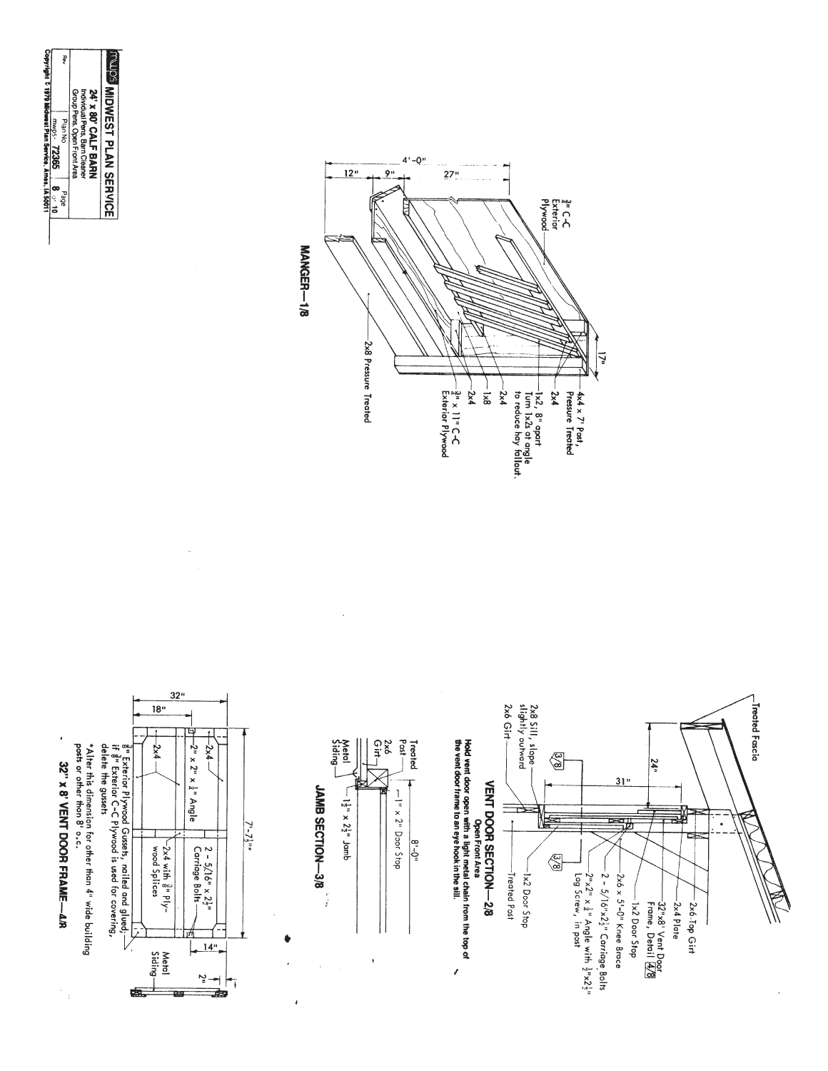# MANGER—1/8

4'-0"

12"

9"

27"

17"

¾" C-C Exterior Plywood

4x4 x 7' Post, Pressure Treated

2x4

1x2, 8" apart
Turn 1x2s at angle to reduce hay fallout.

2x4

1x8

2x4

¾" x 11" C-C Exterior Plywood

2x8 Pressure Treated

# VENT DOOR SECTION—2/8

**Open Front Area**

**Hold vent door open with a light metal chain from the top of the vent door frame to an eye hook in the sill.**

Treated Fascia

2x6 Top Girt

2x4 Plate

32"x8' Vent Door Frame, Detail 4/8

1x2 Door Stop

2x6 x 5'-0" Knee Brace

2 - 5/16"x2½" Carriage Bolts

2"x2" x ¼" Angle with ½"x2½" Log Screw, in post

24"

31"

2x8 Sill, slope slightly outward

2x6 Girt

3/8

3/8

1x2 Door Stop

Treated Post

# JAMB SECTION—3/8

Treated Post

2x6 Girt

Metal Siding

1" x 2" Door Stop

1½" x 2½" Jamb

8'-0"

# 32" x 8' VENT DOOR FRAME—4/8

32"

18"

14"

7'-7½"*

2"

2x4

2x4

2" x 2" x ¼" Angle

2 - 5/16" x 2½" Carriage Bolts

2x4 with ⅜" Plywood Splices

Metal Siding

⅜" Exterior Plywood Gussets, nailed and glued; if ⅜" Exterior C-C Plywood is used for covering, delete the gussets

*Alter this dimension for other than 4" wide building posts or other than 8' o.c.

**MWPS MIDWEST PLAN SERVICE**

**24' x 80' CALF BARN**

Individual Pens, Barn Cleaner
Group Pens, Open Front Area

Rev

Plan No. MWPS- 72365

Page 8 of 10

Copyright © 1978 Midwest Plan Service, Ames, IA 50011